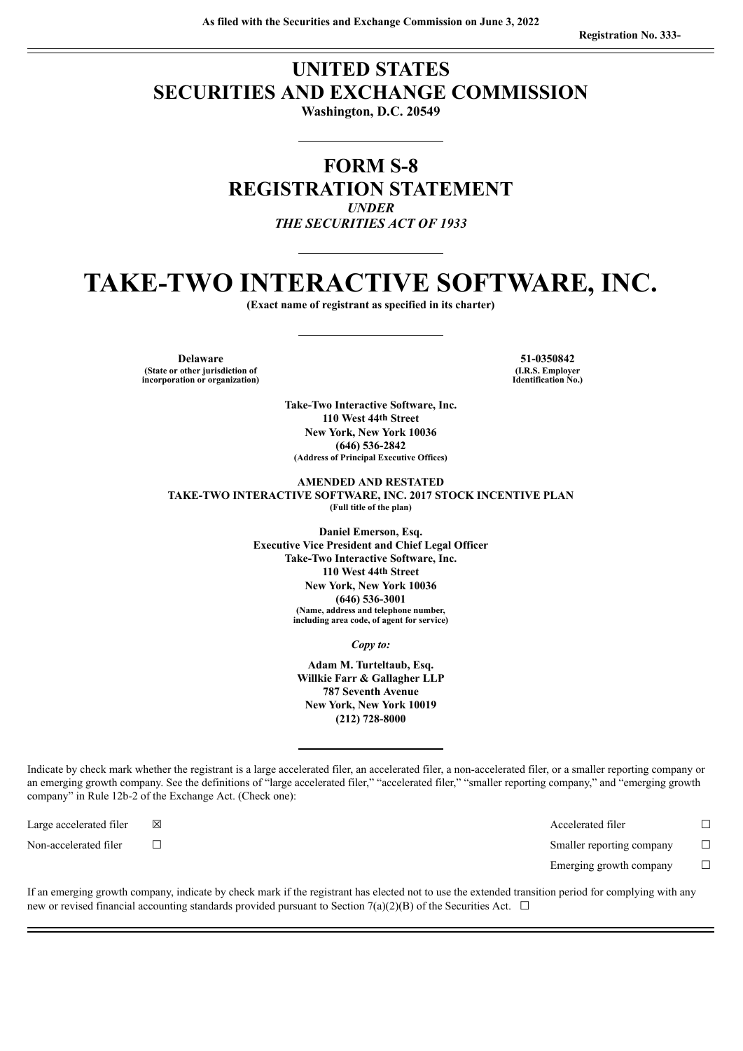As filed with the Securities and Exchange Commission on June 3, 2022

Registration No. 333-

# UNITED STATES
# SECURITIES AND EXCHANGE COMMISSION

**Washington, D.C. 20549**

## FORM S-8
## REGISTRATION STATEMENT

*UNDER*
*THE SECURITIES ACT OF 1933*

# TAKE-TWO INTERACTIVE SOFTWARE, INC.

**(Exact name of registrant as specified in its charter)**

| | |
|---|---|
| **Delaware** | **51-0350842** |
| **(State or other jurisdiction of incorporation or organization)** | **(I.R.S. Employer Identification No.)** |

**Take-Two Interactive Software, Inc.**
**110 West 44th Street**
**New York, New York 10036**
**(646) 536-2842**
**(Address of Principal Executive Offices)**

**AMENDED AND RESTATED**
**TAKE-TWO INTERACTIVE SOFTWARE, INC. 2017 STOCK INCENTIVE PLAN**
**(Full title of the plan)**

**Daniel Emerson, Esq.**
**Executive Vice President and Chief Legal Officer**
**Take-Two Interactive Software, Inc.**
**110 West 44th Street**
**New York, New York 10036**
**(646) 536-3001**
**(Name, address and telephone number, including area code, of agent for service)**

*Copy to:*

**Adam M. Turteltaub, Esq.**
**Willkie Farr & Gallagher LLP**
**787 Seventh Avenue**
**New York, New York 10019**
**(212) 728-8000**

Indicate by check mark whether the registrant is a large accelerated filer, an accelerated filer, a non-accelerated filer, or a smaller reporting company or an emerging growth company. See the definitions of "large accelerated filer," "accelerated filer," "smaller reporting company," and "emerging growth company" in Rule 12b-2 of the Exchange Act. (Check one):

| | | | |
|---|---|---|---|
| Large accelerated filer | ☒ | Accelerated filer | ☐ |
| Non-accelerated filer | ☐ | Smaller reporting company | ☐ |
| | | Emerging growth company | ☐ |

If an emerging growth company, indicate by check mark if the registrant has elected not to use the extended transition period for complying with any new or revised financial accounting standards provided pursuant to Section 7(a)(2)(B) of the Securities Act. ☐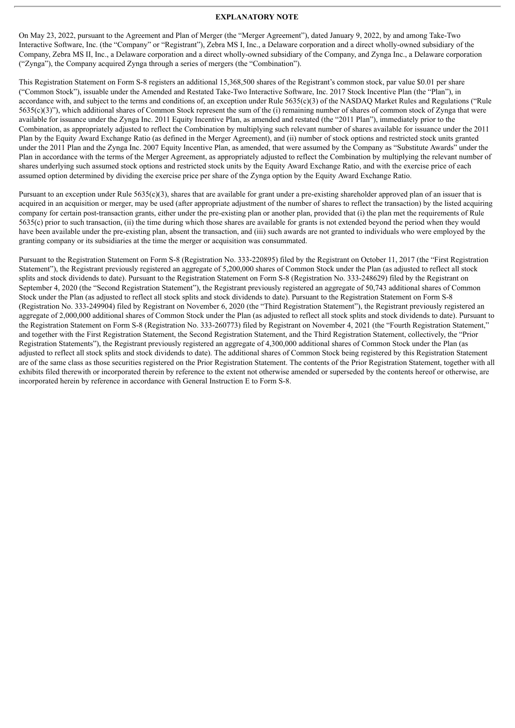**EXPLANATORY NOTE**

On May 23, 2022, pursuant to the Agreement and Plan of Merger (the "Merger Agreement"), dated January 9, 2022, by and among Take-Two Interactive Software, Inc. (the "Company" or "Registrant"), Zebra MS I, Inc., a Delaware corporation and a direct wholly-owned subsidiary of the Company, Zebra MS II, Inc., a Delaware corporation and a direct wholly-owned subsidiary of the Company, and Zynga Inc., a Delaware corporation ("Zynga"), the Company acquired Zynga through a series of mergers (the "Combination").

This Registration Statement on Form S-8 registers an additional 15,368,500 shares of the Registrant's common stock, par value $0.01 per share ("Common Stock"), issuable under the Amended and Restated Take-Two Interactive Software, Inc. 2017 Stock Incentive Plan (the "Plan"), in accordance with, and subject to the terms and conditions of, an exception under Rule 5635(c)(3) of the NASDAQ Market Rules and Regulations ("Rule 5635(c)(3)"), which additional shares of Common Stock represent the sum of the (i) remaining number of shares of common stock of Zynga that were available for issuance under the Zynga Inc. 2011 Equity Incentive Plan, as amended and restated (the "2011 Plan"), immediately prior to the Combination, as appropriately adjusted to reflect the Combination by multiplying such relevant number of shares available for issuance under the 2011 Plan by the Equity Award Exchange Ratio (as defined in the Merger Agreement), and (ii) number of stock options and restricted stock units granted under the 2011 Plan and the Zynga Inc. 2007 Equity Incentive Plan, as amended, that were assumed by the Company as "Substitute Awards" under the Plan in accordance with the terms of the Merger Agreement, as appropriately adjusted to reflect the Combination by multiplying the relevant number of shares underlying such assumed stock options and restricted stock units by the Equity Award Exchange Ratio, and with the exercise price of each assumed option determined by dividing the exercise price per share of the Zynga option by the Equity Award Exchange Ratio.

Pursuant to an exception under Rule 5635(c)(3), shares that are available for grant under a pre-existing shareholder approved plan of an issuer that is acquired in an acquisition or merger, may be used (after appropriate adjustment of the number of shares to reflect the transaction) by the listed acquiring company for certain post-transaction grants, either under the pre-existing plan or another plan, provided that (i) the plan met the requirements of Rule 5635(c) prior to such transaction, (ii) the time during which those shares are available for grants is not extended beyond the period when they would have been available under the pre-existing plan, absent the transaction, and (iii) such awards are not granted to individuals who were employed by the granting company or its subsidiaries at the time the merger or acquisition was consummated.

Pursuant to the Registration Statement on Form S-8 (Registration No. 333-220895) filed by the Registrant on October 11, 2017 (the "First Registration Statement"), the Registrant previously registered an aggregate of 5,200,000 shares of Common Stock under the Plan (as adjusted to reflect all stock splits and stock dividends to date). Pursuant to the Registration Statement on Form S-8 (Registration No. 333-248629) filed by the Registrant on September 4, 2020 (the "Second Registration Statement"), the Registrant previously registered an aggregate of 50,743 additional shares of Common Stock under the Plan (as adjusted to reflect all stock splits and stock dividends to date). Pursuant to the Registration Statement on Form S-8 (Registration No. 333-249904) filed by Registrant on November 6, 2020 (the "Third Registration Statement"), the Registrant previously registered an aggregate of 2,000,000 additional shares of Common Stock under the Plan (as adjusted to reflect all stock splits and stock dividends to date). Pursuant to the Registration Statement on Form S-8 (Registration No. 333-260773) filed by Registrant on November 4, 2021 (the "Fourth Registration Statement," and together with the First Registration Statement, the Second Registration Statement, and the Third Registration Statement, collectively, the "Prior Registration Statements"), the Registrant previously registered an aggregate of 4,300,000 additional shares of Common Stock under the Plan (as adjusted to reflect all stock splits and stock dividends to date). The additional shares of Common Stock being registered by this Registration Statement are of the same class as those securities registered on the Prior Registration Statement. The contents of the Prior Registration Statement, together with all exhibits filed therewith or incorporated therein by reference to the extent not otherwise amended or superseded by the contents hereof or otherwise, are incorporated herein by reference in accordance with General Instruction E to Form S-8.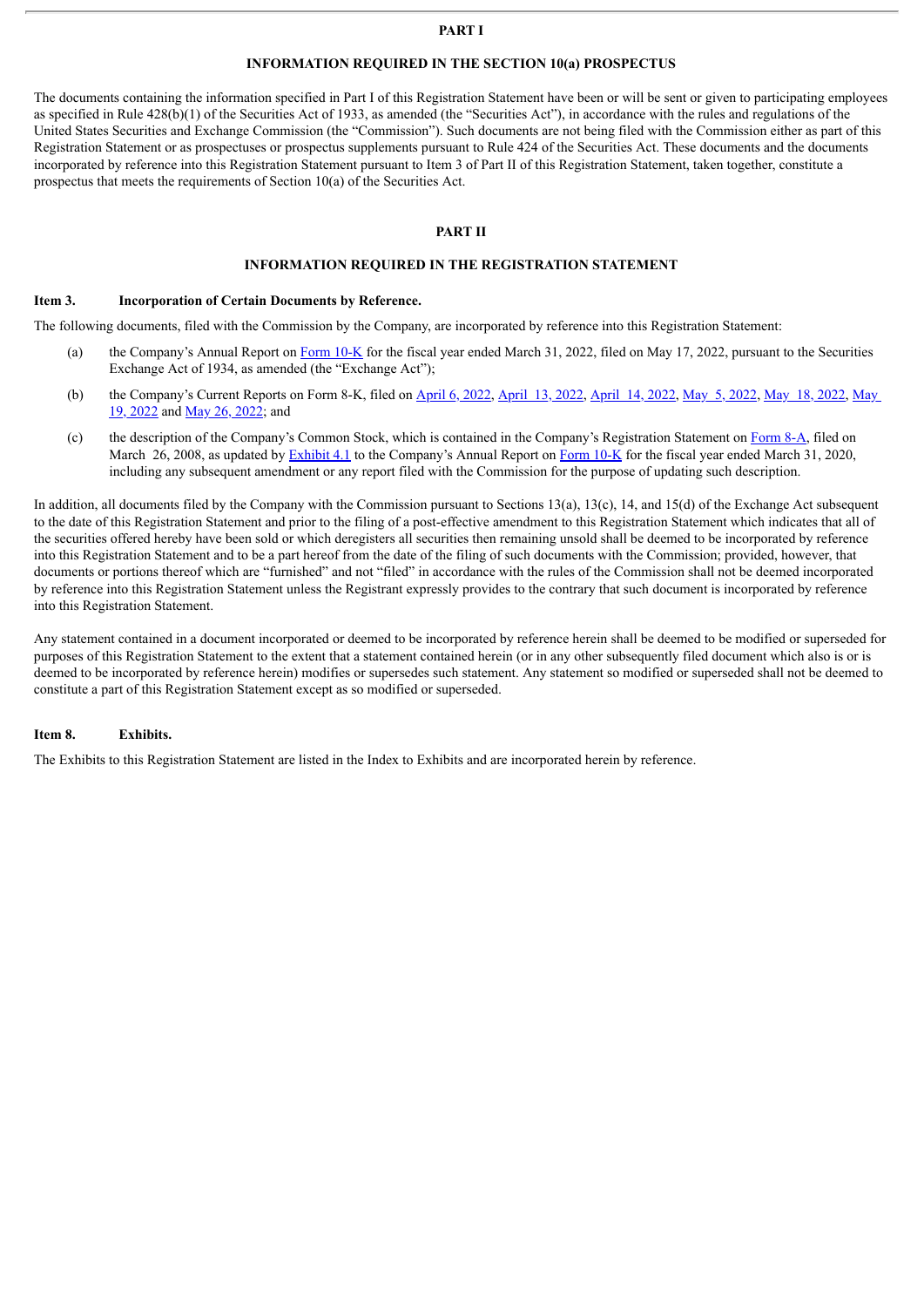# PART I

## INFORMATION REQUIRED IN THE SECTION 10(a) PROSPECTUS

The documents containing the information specified in Part I of this Registration Statement have been or will be sent or given to participating employees as specified in Rule 428(b)(1) of the Securities Act of 1933, as amended (the "Securities Act"), in accordance with the rules and regulations of the United States Securities and Exchange Commission (the "Commission"). Such documents are not being filed with the Commission either as part of this Registration Statement or as prospectuses or prospectus supplements pursuant to Rule 424 of the Securities Act. These documents and the documents incorporated by reference into this Registration Statement pursuant to Item 3 of Part II of this Registration Statement, taken together, constitute a prospectus that meets the requirements of Section 10(a) of the Securities Act.

# PART II

## INFORMATION REQUIRED IN THE REGISTRATION STATEMENT

### Item 3. Incorporation of Certain Documents by Reference.

The following documents, filed with the Commission by the Company, are incorporated by reference into this Registration Statement:

(a) the Company's Annual Report on Form 10-K for the fiscal year ended March 31, 2022, filed on May 17, 2022, pursuant to the Securities Exchange Act of 1934, as amended (the "Exchange Act");

(b) the Company's Current Reports on Form 8-K, filed on April 6, 2022, April 13, 2022, April 14, 2022, May 5, 2022, May 18, 2022, May 19, 2022 and May 26, 2022; and

(c) the description of the Company's Common Stock, which is contained in the Company's Registration Statement on Form 8-A, filed on March 26, 2008, as updated by Exhibit 4.1 to the Company's Annual Report on Form 10-K for the fiscal year ended March 31, 2020, including any subsequent amendment or any report filed with the Commission for the purpose of updating such description.

In addition, all documents filed by the Company with the Commission pursuant to Sections 13(a), 13(c), 14, and 15(d) of the Exchange Act subsequent to the date of this Registration Statement and prior to the filing of a post-effective amendment to this Registration Statement which indicates that all of the securities offered hereby have been sold or which deregisters all securities then remaining unsold shall be deemed to be incorporated by reference into this Registration Statement and to be a part hereof from the date of the filing of such documents with the Commission; provided, however, that documents or portions thereof which are "furnished" and not "filed" in accordance with the rules of the Commission shall not be deemed incorporated by reference into this Registration Statement unless the Registrant expressly provides to the contrary that such document is incorporated by reference into this Registration Statement.

Any statement contained in a document incorporated or deemed to be incorporated by reference herein shall be deemed to be modified or superseded for purposes of this Registration Statement to the extent that a statement contained herein (or in any other subsequently filed document which also is or is deemed to be incorporated by reference herein) modifies or supersedes such statement. Any statement so modified or superseded shall not be deemed to constitute a part of this Registration Statement except as so modified or superseded.

### Item 8. Exhibits.

The Exhibits to this Registration Statement are listed in the Index to Exhibits and are incorporated herein by reference.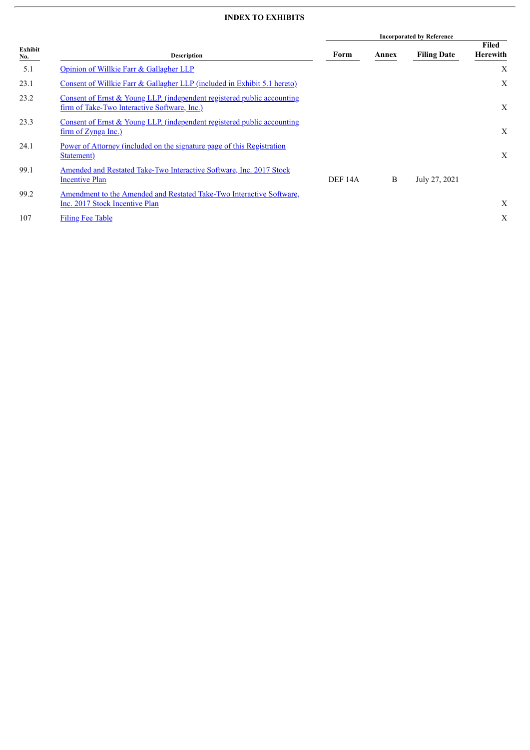## INDEX TO EXHIBITS

| Exhibit No. | Description | Incorporated by Reference | | | Filed Herewith |
|---|---|---|---|---|---|
| | | Form | Annex | Filing Date | |
| 5.1 | Opinion of Willkie Farr & Gallagher LLP | | | | X |
| 23.1 | Consent of Willkie Farr & Gallagher LLP (included in Exhibit 5.1 hereto) | | | | X |
| 23.2 | Consent of Ernst & Young LLP. (independent registered public accounting firm of Take-Two Interactive Software, Inc.) | | | | X |
| 23.3 | Consent of Ernst & Young LLP. (independent registered public accounting firm of Zynga Inc.) | | | | X |
| 24.1 | Power of Attorney (included on the signature page of this Registration Statement) | | | | X |
| 99.1 | Amended and Restated Take-Two Interactive Software, Inc. 2017 Stock Incentive Plan | DEF 14A | B | July 27, 2021 | |
| 99.2 | Amendment to the Amended and Restated Take-Two Interactive Software, Inc. 2017 Stock Incentive Plan | | | | X |
| 107 | Filing Fee Table | | | | X |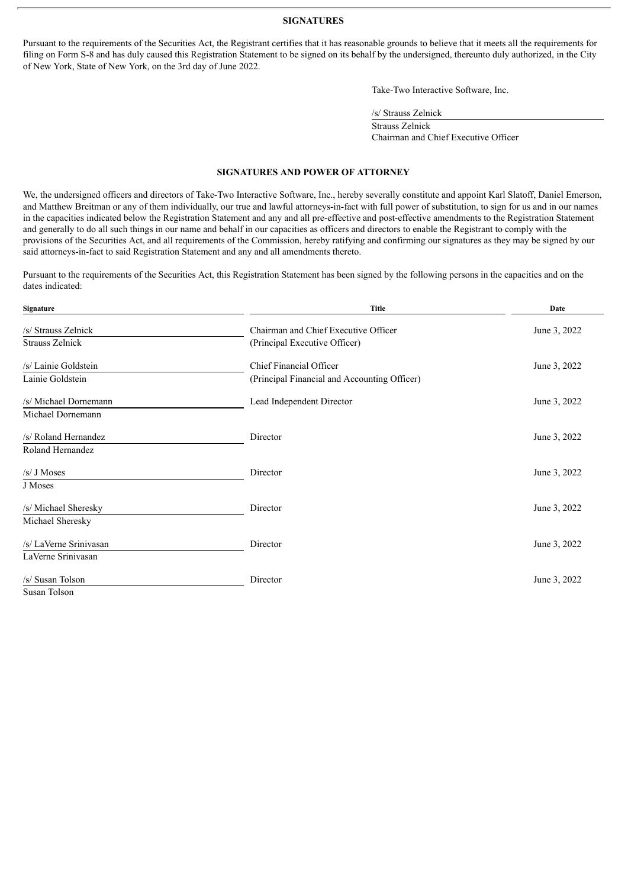## SIGNATURES

Pursuant to the requirements of the Securities Act, the Registrant certifies that it has reasonable grounds to believe that it meets all the requirements for filing on Form S-8 and has duly caused this Registration Statement to be signed on its behalf by the undersigned, thereunto duly authorized, in the City of New York, State of New York, on the 3rd day of June 2022.

Take-Two Interactive Software, Inc.

/s/ Strauss Zelnick
Strauss Zelnick
Chairman and Chief Executive Officer

## SIGNATURES AND POWER OF ATTORNEY

We, the undersigned officers and directors of Take-Two Interactive Software, Inc., hereby severally constitute and appoint Karl Slatoff, Daniel Emerson, and Matthew Breitman or any of them individually, our true and lawful attorneys-in-fact with full power of substitution, to sign for us and in our names in the capacities indicated below the Registration Statement and any and all pre-effective and post-effective amendments to the Registration Statement and generally to do all such things in our name and behalf in our capacities as officers and directors to enable the Registrant to comply with the provisions of the Securities Act, and all requirements of the Commission, hereby ratifying and confirming our signatures as they may be signed by our said attorneys-in-fact to said Registration Statement and any and all amendments thereto.

Pursuant to the requirements of the Securities Act, this Registration Statement has been signed by the following persons in the capacities and on the dates indicated:

| Signature | Title | Date |
|---|---|---|
| /s/ Strauss Zelnick<br>Strauss Zelnick | Chairman and Chief Executive Officer<br>(Principal Executive Officer) | June 3, 2022 |
| /s/ Lainie Goldstein<br>Lainie Goldstein | Chief Financial Officer<br>(Principal Financial and Accounting Officer) | June 3, 2022 |
| /s/ Michael Dornemann<br>Michael Dornemann | Lead Independent Director | June 3, 2022 |
| /s/ Roland Hernandez<br>Roland Hernandez | Director | June 3, 2022 |
| /s/ J Moses<br>J Moses | Director | June 3, 2022 |
| /s/ Michael Sheresky<br>Michael Sheresky | Director | June 3, 2022 |
| /s/ LaVerne Srinivasan<br>LaVerne Srinivasan | Director | June 3, 2022 |
| /s/ Susan Tolson<br>Susan Tolson | Director | June 3, 2022 |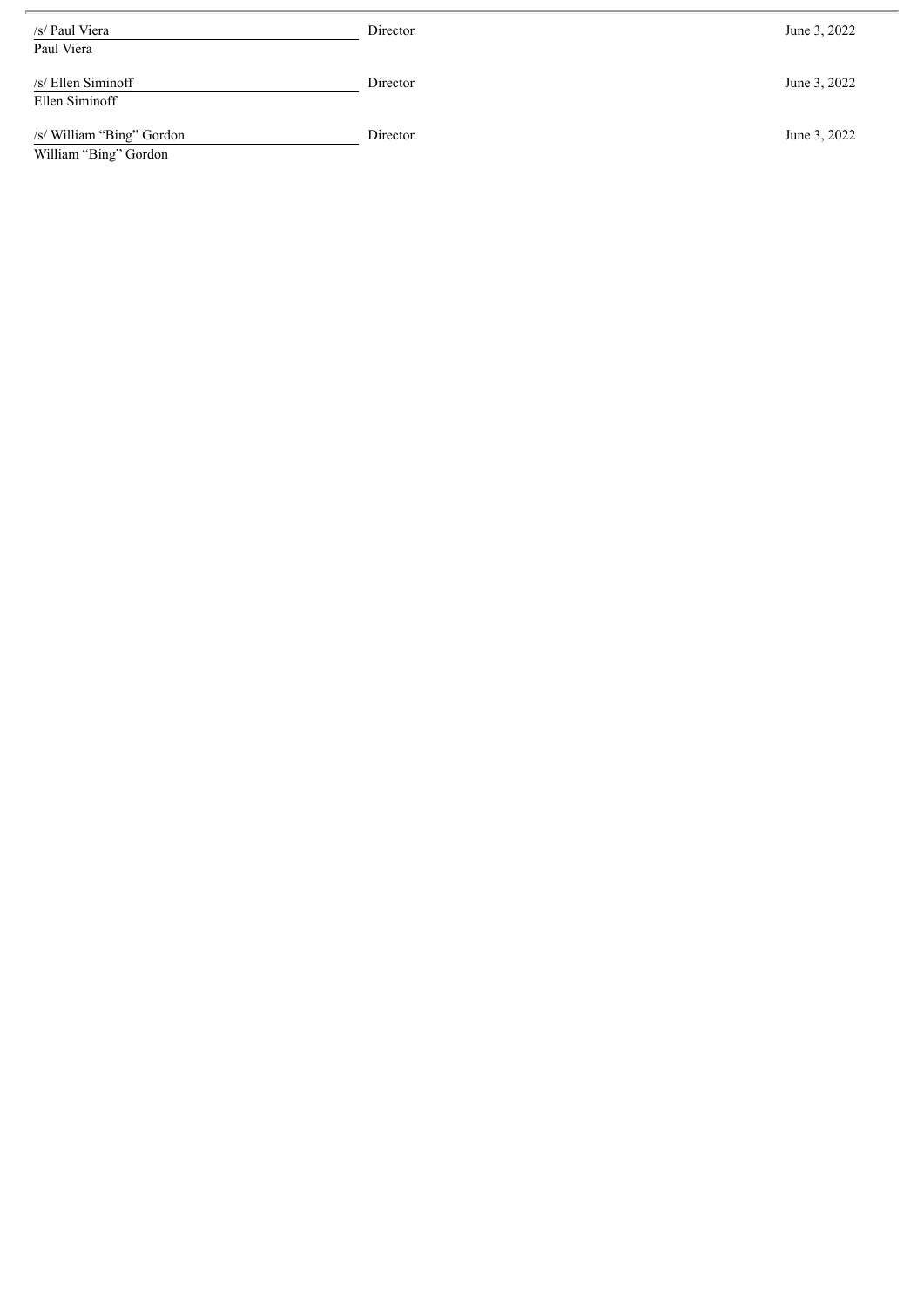| | | |
|---|---|---|
| /s/ Paul Viera<br>Paul Viera | Director | June 3, 2022 |
| /s/ Ellen Siminoff<br>Ellen Siminoff | Director | June 3, 2022 |
| /s/ William “Bing” Gordon<br>William “Bing” Gordon | Director | June 3, 2022 |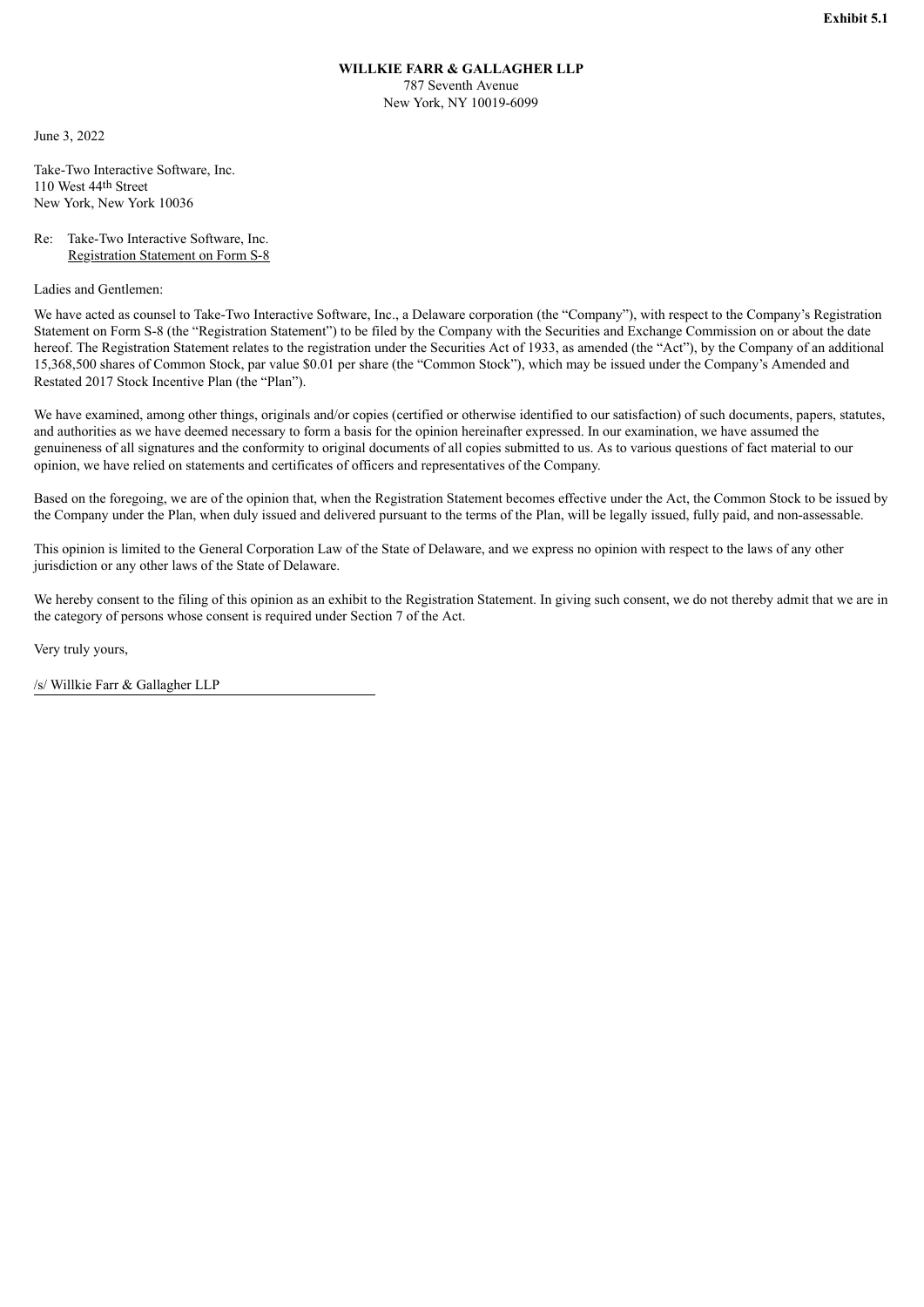**Exhibit 5.1**

**WILLKIE FARR & GALLAGHER LLP**
787 Seventh Avenue
New York, NY 10019-6099

June 3, 2022

Take-Two Interactive Software, Inc.
110 West 44th Street
New York, New York 10036

Re: Take-Two Interactive Software, Inc.
Registration Statement on Form S-8

Ladies and Gentlemen:

We have acted as counsel to Take-Two Interactive Software, Inc., a Delaware corporation (the "Company"), with respect to the Company's Registration Statement on Form S-8 (the "Registration Statement") to be filed by the Company with the Securities and Exchange Commission on or about the date hereof. The Registration Statement relates to the registration under the Securities Act of 1933, as amended (the "Act"), by the Company of an additional 15,368,500 shares of Common Stock, par value $0.01 per share (the "Common Stock"), which may be issued under the Company's Amended and Restated 2017 Stock Incentive Plan (the "Plan").

We have examined, among other things, originals and/or copies (certified or otherwise identified to our satisfaction) of such documents, papers, statutes, and authorities as we have deemed necessary to form a basis for the opinion hereinafter expressed. In our examination, we have assumed the genuineness of all signatures and the conformity to original documents of all copies submitted to us. As to various questions of fact material to our opinion, we have relied on statements and certificates of officers and representatives of the Company.

Based on the foregoing, we are of the opinion that, when the Registration Statement becomes effective under the Act, the Common Stock to be issued by the Company under the Plan, when duly issued and delivered pursuant to the terms of the Plan, will be legally issued, fully paid, and non-assessable.

This opinion is limited to the General Corporation Law of the State of Delaware, and we express no opinion with respect to the laws of any other jurisdiction or any other laws of the State of Delaware.

We hereby consent to the filing of this opinion as an exhibit to the Registration Statement. In giving such consent, we do not thereby admit that we are in the category of persons whose consent is required under Section 7 of the Act.

Very truly yours,

/s/ Willkie Farr & Gallagher LLP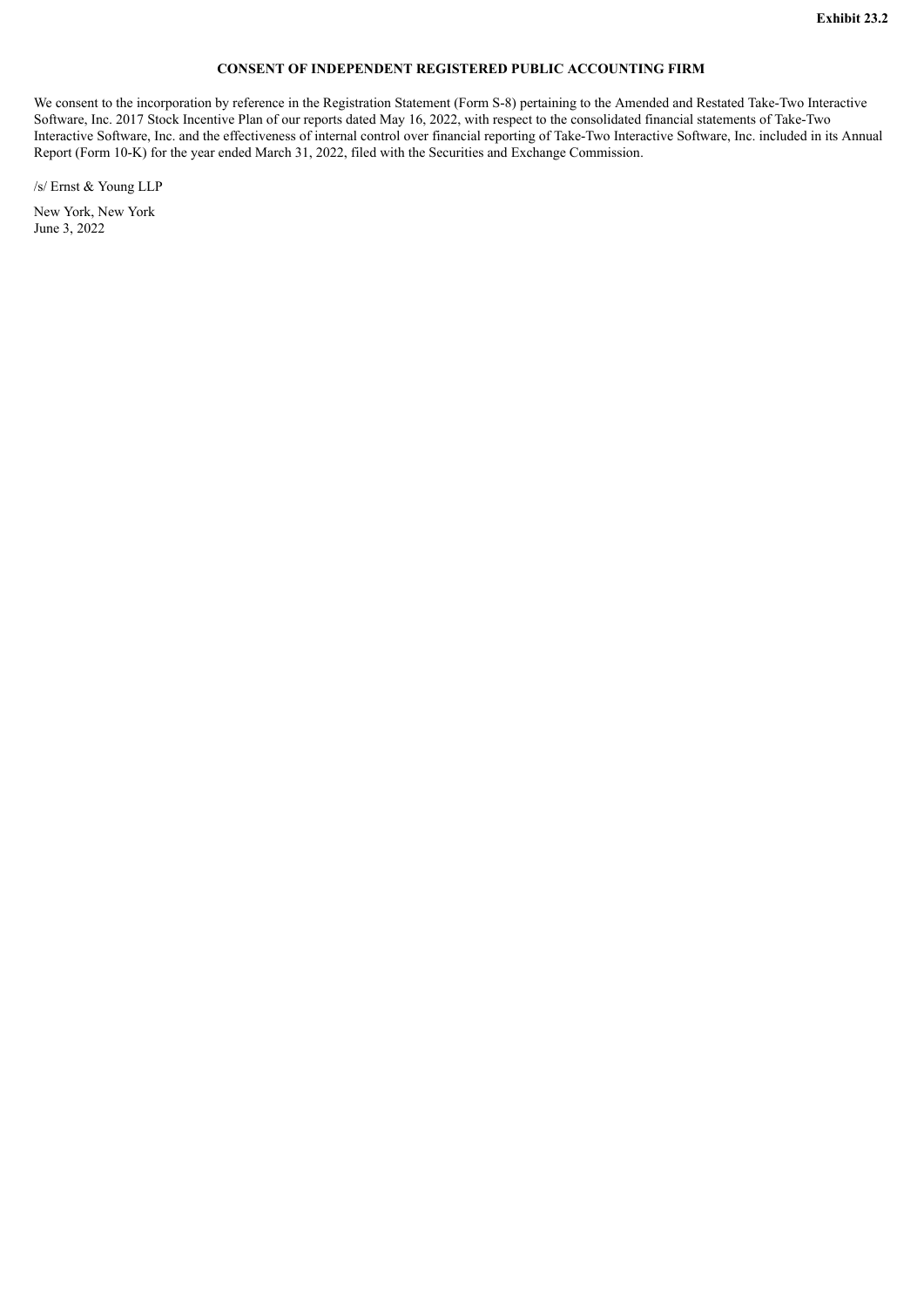**Exhibit 23.2**

**CONSENT OF INDEPENDENT REGISTERED PUBLIC ACCOUNTING FIRM**

We consent to the incorporation by reference in the Registration Statement (Form S-8) pertaining to the Amended and Restated Take-Two Interactive Software, Inc. 2017 Stock Incentive Plan of our reports dated May 16, 2022, with respect to the consolidated financial statements of Take-Two Interactive Software, Inc. and the effectiveness of internal control over financial reporting of Take-Two Interactive Software, Inc. included in its Annual Report (Form 10-K) for the year ended March 31, 2022, filed with the Securities and Exchange Commission.

/s/ Ernst & Young LLP

New York, New York
June 3, 2022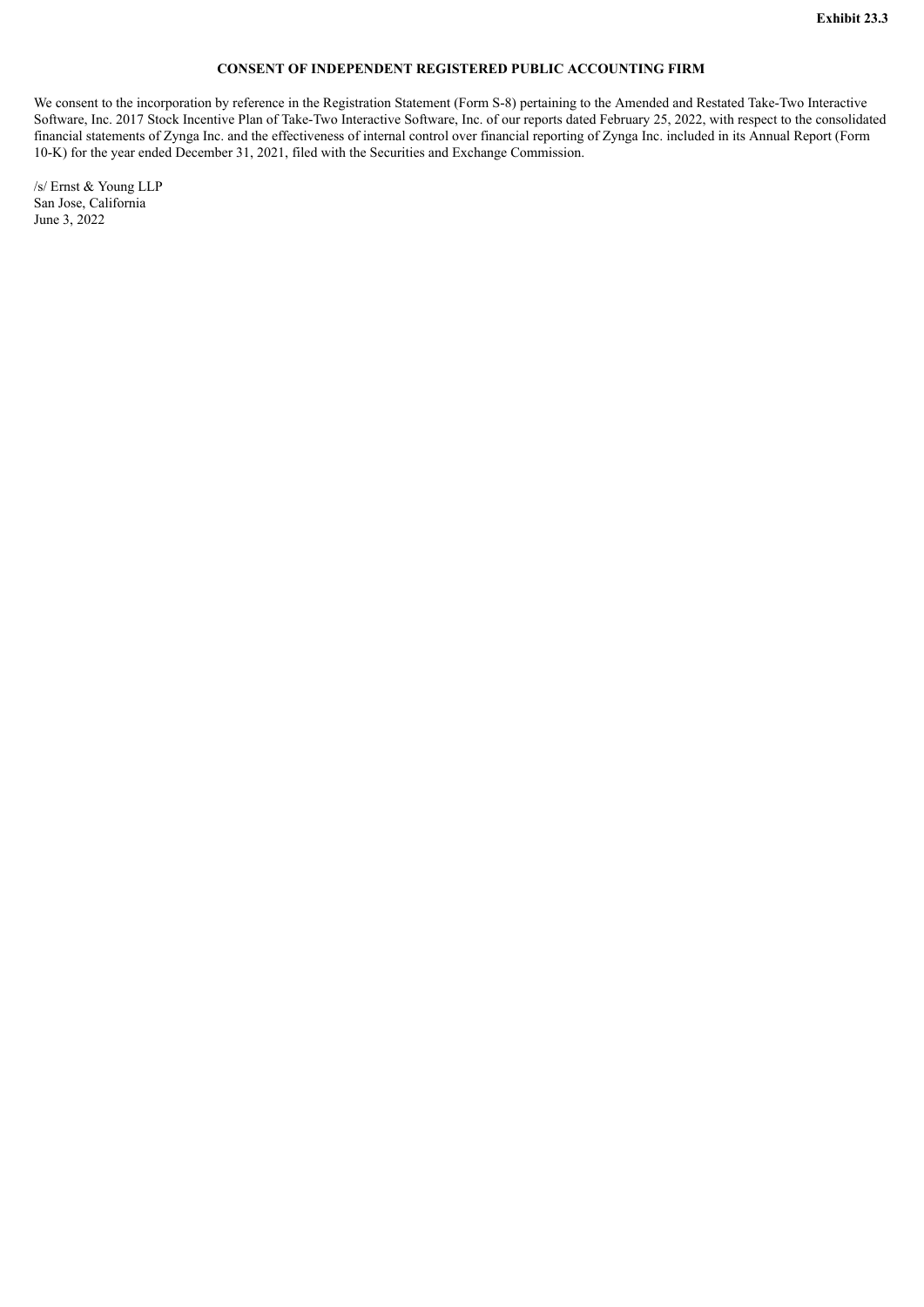**Exhibit 23.3**

# CONSENT OF INDEPENDENT REGISTERED PUBLIC ACCOUNTING FIRM

We consent to the incorporation by reference in the Registration Statement (Form S-8) pertaining to the Amended and Restated Take-Two Interactive Software, Inc. 2017 Stock Incentive Plan of Take-Two Interactive Software, Inc. of our reports dated February 25, 2022, with respect to the consolidated financial statements of Zynga Inc. and the effectiveness of internal control over financial reporting of Zynga Inc. included in its Annual Report (Form 10-K) for the year ended December 31, 2021, filed with the Securities and Exchange Commission.

/s/ Ernst & Young LLP
San Jose, California
June 3, 2022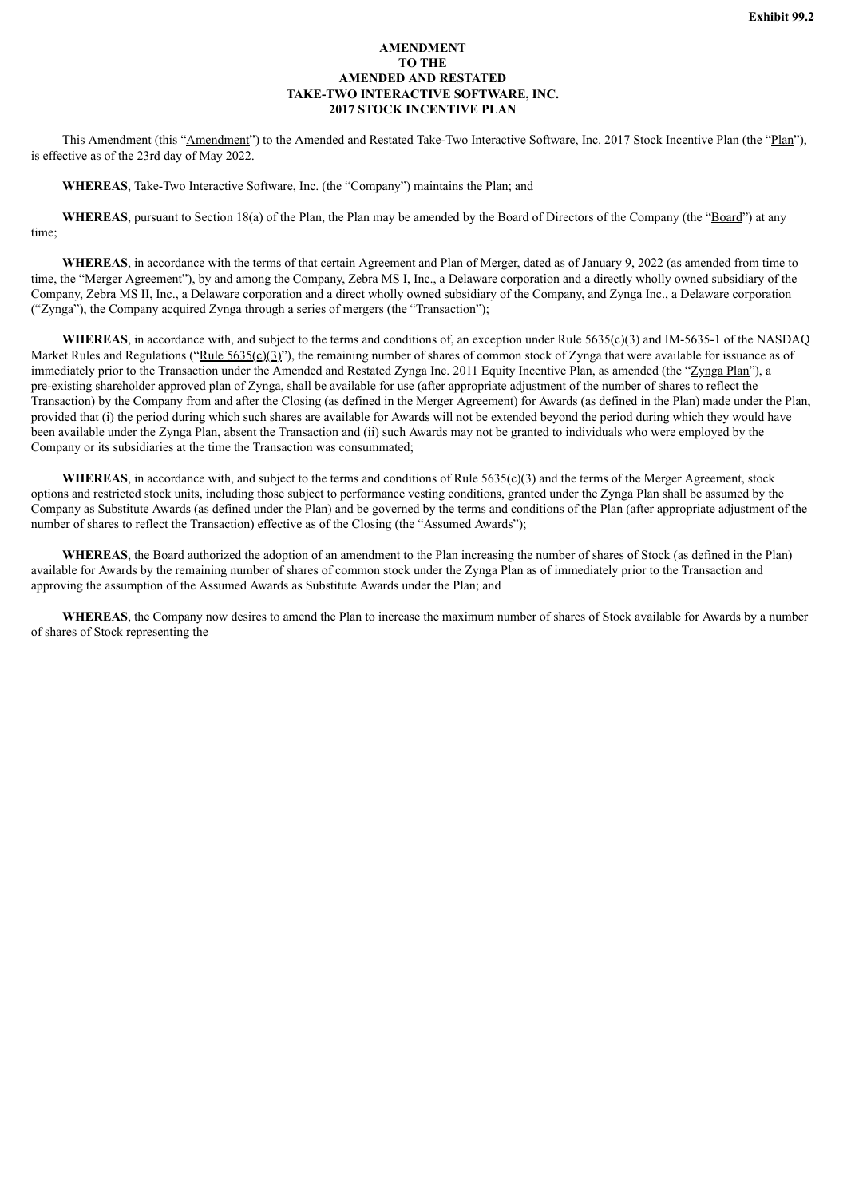**Exhibit 99.2**

**AMENDMENT**
**TO THE**
**AMENDED AND RESTATED**
**TAKE-TWO INTERACTIVE SOFTWARE, INC.**
**2017 STOCK INCENTIVE PLAN**

This Amendment (this "Amendment") to the Amended and Restated Take-Two Interactive Software, Inc. 2017 Stock Incentive Plan (the "Plan"), is effective as of the 23rd day of May 2022.

**WHEREAS**, Take-Two Interactive Software, Inc. (the "Company") maintains the Plan; and

**WHEREAS**, pursuant to Section 18(a) of the Plan, the Plan may be amended by the Board of Directors of the Company (the "Board") at any time;

**WHEREAS**, in accordance with the terms of that certain Agreement and Plan of Merger, dated as of January 9, 2022 (as amended from time to time, the "Merger Agreement"), by and among the Company, Zebra MS I, Inc., a Delaware corporation and a directly wholly owned subsidiary of the Company, Zebra MS II, Inc., a Delaware corporation and a direct wholly owned subsidiary of the Company, and Zynga Inc., a Delaware corporation ("Zynga"), the Company acquired Zynga through a series of mergers (the "Transaction");

**WHEREAS**, in accordance with, and subject to the terms and conditions of, an exception under Rule 5635(c)(3) and IM-5635-1 of the NASDAQ Market Rules and Regulations ("Rule 5635(c)(3)"), the remaining number of shares of common stock of Zynga that were available for issuance as of immediately prior to the Transaction under the Amended and Restated Zynga Inc. 2011 Equity Incentive Plan, as amended (the "Zynga Plan"), a pre-existing shareholder approved plan of Zynga, shall be available for use (after appropriate adjustment of the number of shares to reflect the Transaction) by the Company from and after the Closing (as defined in the Merger Agreement) for Awards (as defined in the Plan) made under the Plan, provided that (i) the period during which such shares are available for Awards will not be extended beyond the period during which they would have been available under the Zynga Plan, absent the Transaction and (ii) such Awards may not be granted to individuals who were employed by the Company or its subsidiaries at the time the Transaction was consummated;

**WHEREAS**, in accordance with, and subject to the terms and conditions of Rule 5635(c)(3) and the terms of the Merger Agreement, stock options and restricted stock units, including those subject to performance vesting conditions, granted under the Zynga Plan shall be assumed by the Company as Substitute Awards (as defined under the Plan) and be governed by the terms and conditions of the Plan (after appropriate adjustment of the number of shares to reflect the Transaction) effective as of the Closing (the "Assumed Awards");

**WHEREAS**, the Board authorized the adoption of an amendment to the Plan increasing the number of shares of Stock (as defined in the Plan) available for Awards by the remaining number of shares of common stock under the Zynga Plan as of immediately prior to the Transaction and approving the assumption of the Assumed Awards as Substitute Awards under the Plan; and

**WHEREAS**, the Company now desires to amend the Plan to increase the maximum number of shares of Stock available for Awards by a number of shares of Stock representing the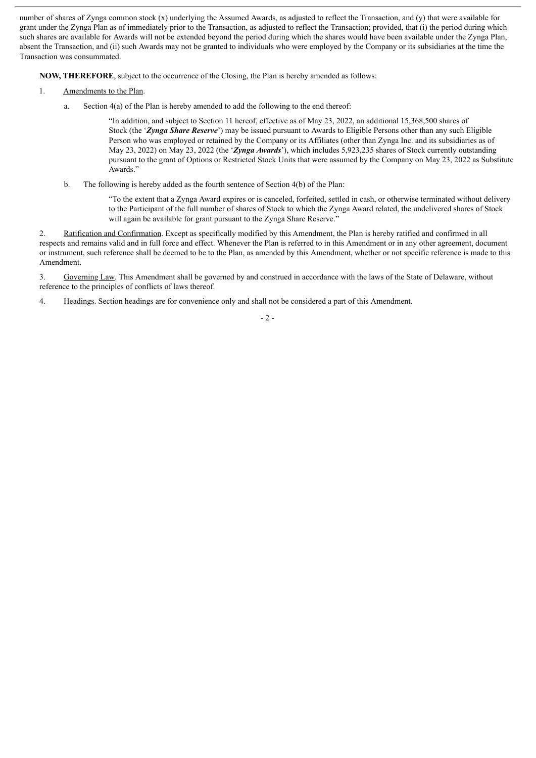number of shares of Zynga common stock (x) underlying the Assumed Awards, as adjusted to reflect the Transaction, and (y) that were available for grant under the Zynga Plan as of immediately prior to the Transaction, as adjusted to reflect the Transaction; provided, that (i) the period during which such shares are available for Awards will not be extended beyond the period during which the shares would have been available under the Zynga Plan, absent the Transaction, and (ii) such Awards may not be granted to individuals who were employed by the Company or its subsidiaries at the time the Transaction was consummated.

**NOW, THEREFORE**, subject to the occurrence of the Closing, the Plan is hereby amended as follows:

1. Amendments to the Plan.

   a. Section 4(a) of the Plan is hereby amended to add the following to the end thereof:

      "In addition, and subject to Section 11 hereof, effective as of May 23, 2022, an additional 15,368,500 shares of Stock (the '***Zynga Share Reserve***') may be issued pursuant to Awards to Eligible Persons other than any such Eligible Person who was employed or retained by the Company or its Affiliates (other than Zynga Inc. and its subsidiaries as of May 23, 2022) on May 23, 2022 (the '***Zynga Awards***'), which includes 5,923,235 shares of Stock currently outstanding pursuant to the grant of Options or Restricted Stock Units that were assumed by the Company on May 23, 2022 as Substitute Awards."

   b. The following is hereby added as the fourth sentence of Section 4(b) of the Plan:

      "To the extent that a Zynga Award expires or is canceled, forfeited, settled in cash, or otherwise terminated without delivery to the Participant of the full number of shares of Stock to which the Zynga Award related, the undelivered shares of Stock will again be available for grant pursuant to the Zynga Share Reserve."

2. Ratification and Confirmation. Except as specifically modified by this Amendment, the Plan is hereby ratified and confirmed in all respects and remains valid and in full force and effect. Whenever the Plan is referred to in this Amendment or in any other agreement, document or instrument, such reference shall be deemed to be to the Plan, as amended by this Amendment, whether or not specific reference is made to this Amendment.

3. Governing Law. This Amendment shall be governed by and construed in accordance with the laws of the State of Delaware, without reference to the principles of conflicts of laws thereof.

4. Headings. Section headings are for convenience only and shall not be considered a part of this Amendment.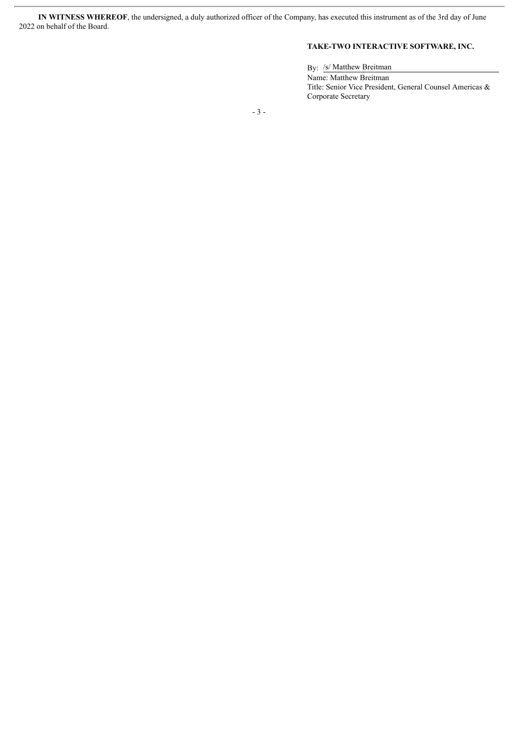**IN WITNESS WHEREOF**, the undersigned, a duly authorized officer of the Company, has executed this instrument as of the 3rd day of June 2022 on behalf of the Board.

**TAKE-TWO INTERACTIVE SOFTWARE, INC.**

By: /s/ Matthew Breitman

Name: Matthew Breitman

Title: Senior Vice President, General Counsel Americas & Corporate Secretary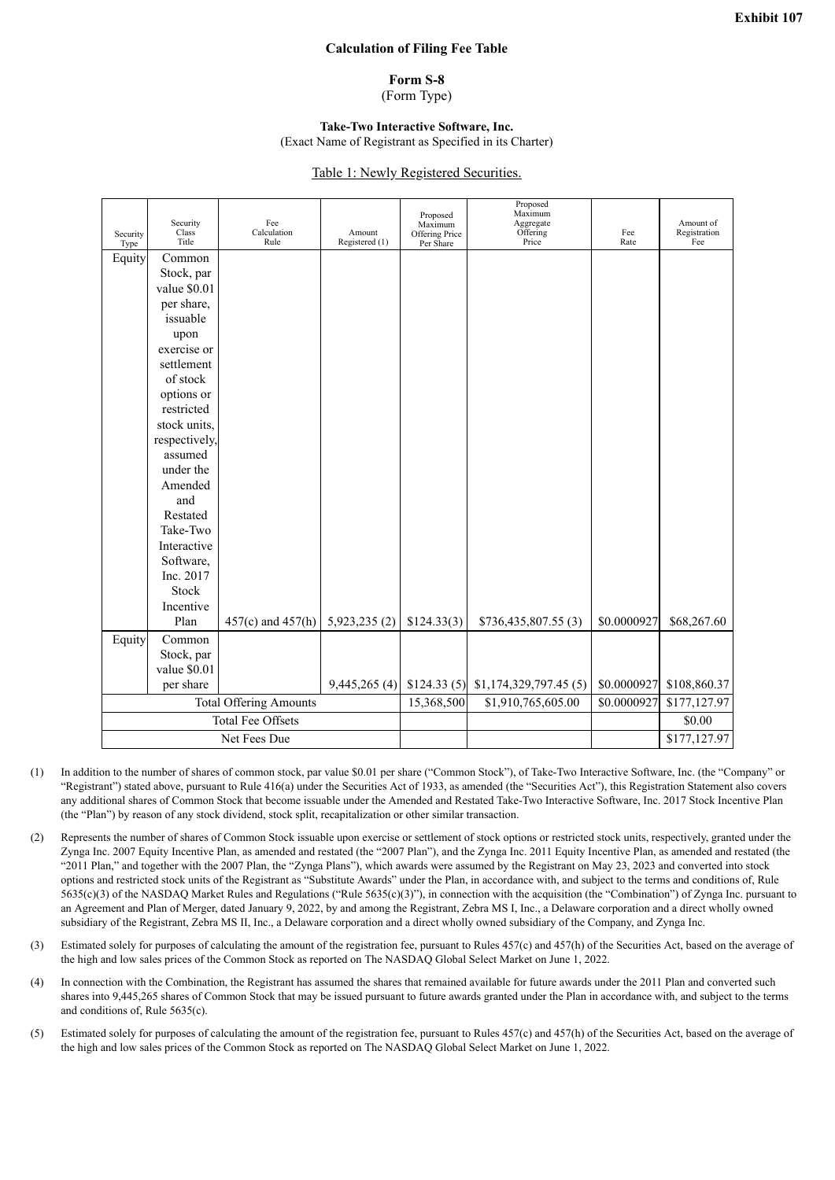**Exhibit 107**

**Calculation of Filing Fee Table**

**Form S-8**
(Form Type)

**Take-Two Interactive Software, Inc.**
(Exact Name of Registrant as Specified in its Charter)

Table 1: Newly Registered Securities.

| Security Type | Security Class Title | Fee Calculation Rule | Amount Registered (1) | Proposed Maximum Offering Price Per Share | Proposed Maximum Aggregate Offering Price | Fee Rate | Amount of Registration Fee |
|---|---|---|---|---|---|---|---|
| Equity | Common Stock, par value $0.01 per share, issuable upon exercise or settlement of stock options or restricted stock units, respectively, assumed under the Amended and Restated Take-Two Interactive Software, Inc. 2017 Stock Incentive Plan | 457(c) and 457(h) | 5,923,235 (2) | $124.33(3) | $736,435,807.55 (3) | $0.0000927 | $68,267.60 |
| Equity | Common Stock, par value $0.01 per share | | 9,445,265 (4) | $124.33 (5) | $1,174,329,797.45 (5) | $0.0000927 | $108,860.37 |
| Total Offering Amounts | | | | 15,368,500 | $1,910,765,605.00 | $0.0000927 | $177,127.97 |
| Total Fee Offsets | | | | | | | $0.00 |
| Net Fees Due | | | | | | | $177,127.97 |

(1) In addition to the number of shares of common stock, par value $0.01 per share ("Common Stock"), of Take-Two Interactive Software, Inc. (the "Company" or "Registrant") stated above, pursuant to Rule 416(a) under the Securities Act of 1933, as amended (the "Securities Act"), this Registration Statement also covers any additional shares of Common Stock that become issuable under the Amended and Restated Take-Two Interactive Software, Inc. 2017 Stock Incentive Plan (the "Plan") by reason of any stock dividend, stock split, recapitalization or other similar transaction.

(2) Represents the number of shares of Common Stock issuable upon exercise or settlement of stock options or restricted stock units, respectively, granted under the Zynga Inc. 2007 Equity Incentive Plan, as amended and restated (the "2007 Plan"), and the Zynga Inc. 2011 Equity Incentive Plan, as amended and restated (the "2011 Plan," and together with the 2007 Plan, the "Zynga Plans"), which awards were assumed by the Registrant on May 23, 2023 and converted into stock options and restricted stock units of the Registrant as "Substitute Awards" under the Plan, in accordance with, and subject to the terms and conditions of, Rule 5635(c)(3) of the NASDAQ Market Rules and Regulations ("Rule 5635(c)(3)"), in connection with the acquisition (the "Combination") of Zynga Inc. pursuant to an Agreement and Plan of Merger, dated January 9, 2022, by and among the Registrant, Zebra MS I, Inc., a Delaware corporation and a direct wholly owned subsidiary of the Registrant, Zebra MS II, Inc., a Delaware corporation and a direct wholly owned subsidiary of the Company, and Zynga Inc.

(3) Estimated solely for purposes of calculating the amount of the registration fee, pursuant to Rules 457(c) and 457(h) of the Securities Act, based on the average of the high and low sales prices of the Common Stock as reported on The NASDAQ Global Select Market on June 1, 2022.

(4) In connection with the Combination, the Registrant has assumed the shares that remained available for future awards under the 2011 Plan and converted such shares into 9,445,265 shares of Common Stock that may be issued pursuant to future awards granted under the Plan in accordance with, and subject to the terms and conditions of, Rule 5635(c).

(5) Estimated solely for purposes of calculating the amount of the registration fee, pursuant to Rules 457(c) and 457(h) of the Securities Act, based on the average of the high and low sales prices of the Common Stock as reported on The NASDAQ Global Select Market on June 1, 2022.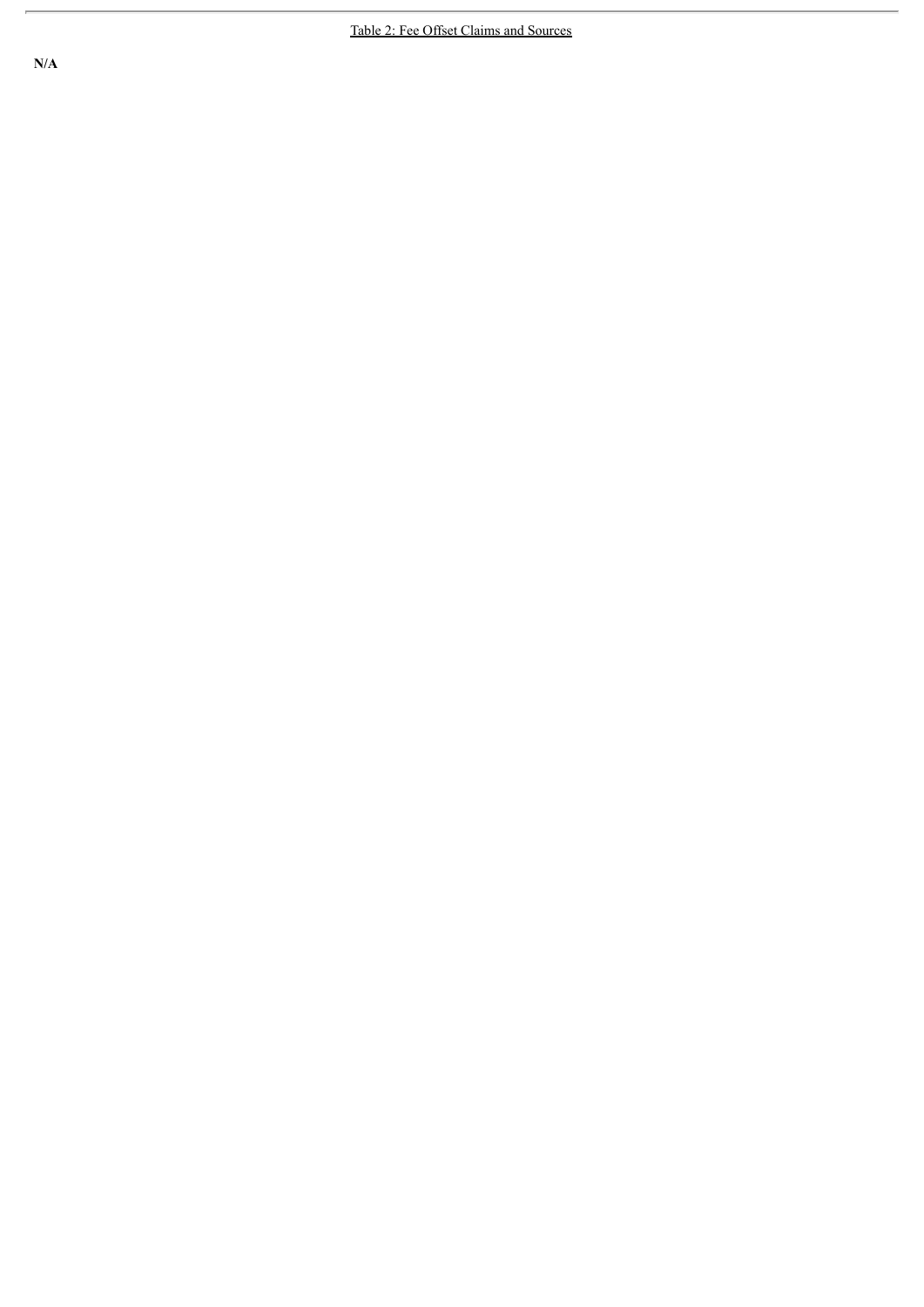Table 2: Fee Offset Claims and Sources

**N/A**